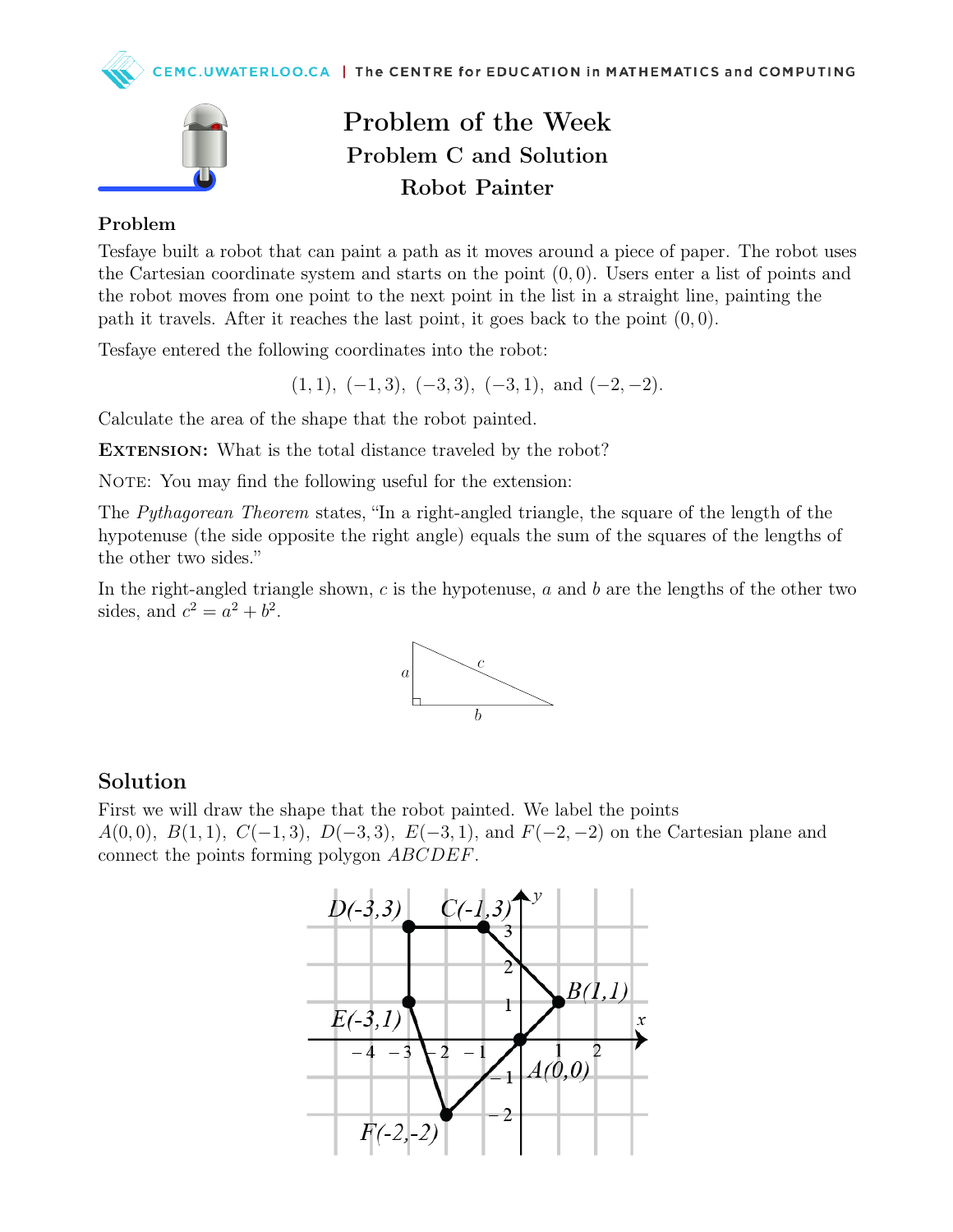# Problem of the Week

## Problem C and Solution

## Robot Painter

### Problem

Tesfaye built a robot that can paint a path as it moves around a piece of paper. The robot uses the Cartesian coordinate system and starts on the point $(0, 0)$. Users enter a list of points and the robot moves from one point to the next point in the list in a straight line, painting the path it travels. After it reaches the last point, it goes back to the point $(0, 0)$.

Tesfaye entered the following coordinates into the robot:

$$(1, 1),\ (-1, 3),\ (-3, 3),\ (-3, 1),\ \text{and}\ (-2, -2).$$

Calculate the area of the shape that the robot painted.

**Extension:** What is the total distance traveled by the robot?

Note: You may find the following useful for the extension:

The *Pythagorean Theorem* states, "In a right-angled triangle, the square of the length of the hypotenuse (the side opposite the right angle) equals the sum of the squares of the lengths of the other two sides."

In the right-angled triangle shown, $c$ is the hypotenuse, $a$ and $b$ are the lengths of the other two sides, and $c^2 = a^2 + b^2$.

## Solution

First we will draw the shape that the robot painted. We label the points $A(0, 0)$, $B(1, 1)$, $C(-1, 3)$, $D(-3, 3)$, $E(-3, 1)$, and $F(-2, -2)$ on the Cartesian plane and connect the points forming polygon $ABCDEF$.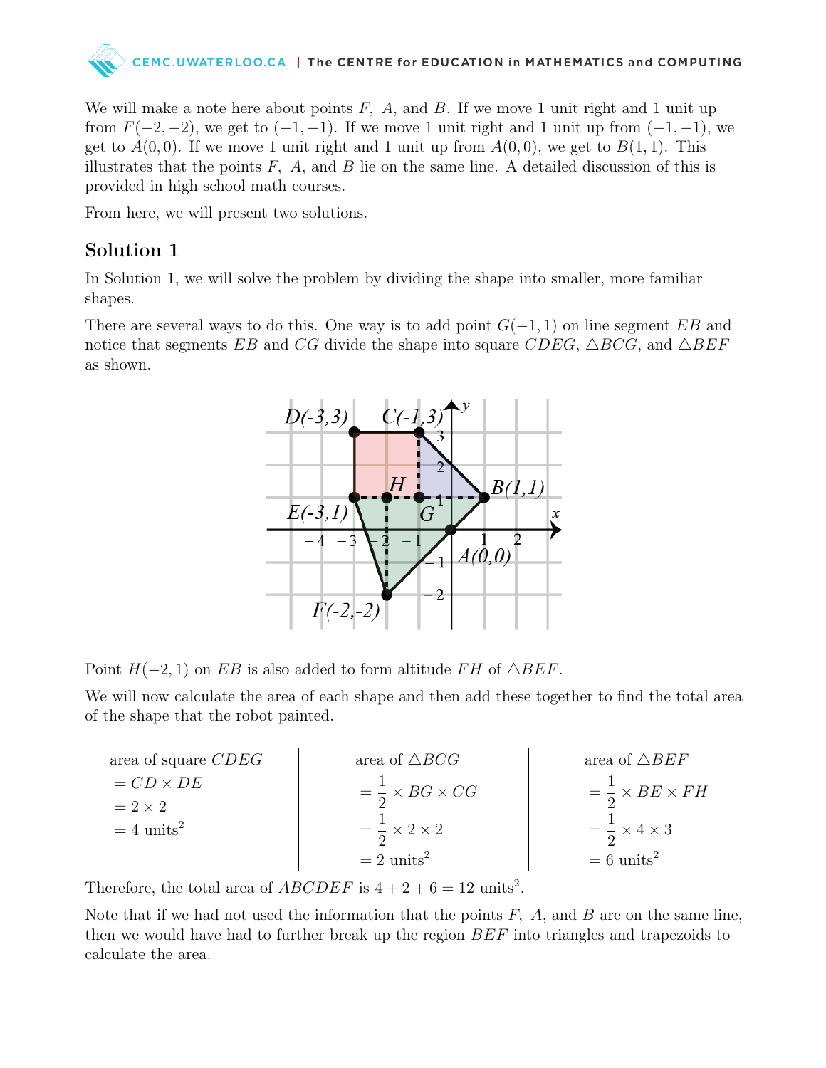We will make a note here about points $F$, $A$, and $B$. If we move 1 unit right and 1 unit up from $F(-2,-2)$, we get to $(-1,-1)$. If we move 1 unit right and 1 unit up from $(-1,-1)$, we get to $A(0,0)$. If we move 1 unit right and 1 unit up from $A(0,0)$, we get to $B(1,1)$. This illustrates that the points $F$, $A$, and $B$ lie on the same line. A detailed discussion of this is provided in high school math courses.

From here, we will present two solutions.

## Solution 1

In Solution 1, we will solve the problem by dividing the shape into smaller, more familiar shapes.

There are several ways to do this. One way is to add point $G(-1,1)$ on line segment $EB$ and notice that segments $EB$ and $CG$ divide the shape into square $CDEG$, $\triangle BCG$, and $\triangle BEF$ as shown.

Point $H(-2,1)$ on $EB$ is also added to form altitude $FH$ of $\triangle BEF$.

We will now calculate the area of each shape and then add these together to find the total area of the shape that the robot painted.

| area of square $CDEG$ | area of $\triangle BCG$ | area of $\triangle BEF$ |
|---|---|---|
| $= CD \times DE$ | $= \frac{1}{2} \times BG \times CG$ | $= \frac{1}{2} \times BE \times FH$ |
| $= 2 \times 2$ | $= \frac{1}{2} \times 2 \times 2$ | $= \frac{1}{2} \times 4 \times 3$ |
| $= 4 \text{ units}^2$ | $= 2 \text{ units}^2$ | $= 6 \text{ units}^2$ |

Therefore, the total area of $ABCDEF$ is $4 + 2 + 6 = 12 \text{ units}^2$.

Note that if we had not used the information that the points $F$, $A$, and $B$ are on the same line, then we would have had to further break up the region $BEF$ into triangles and trapezoids to calculate the area.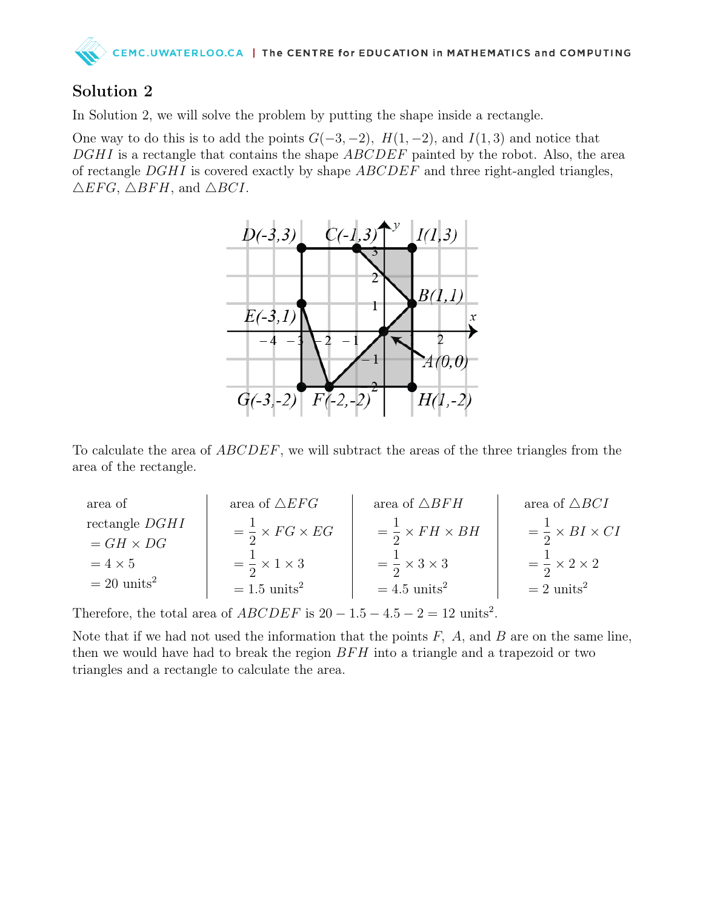## Solution 2

In Solution 2, we will solve the problem by putting the shape inside a rectangle.

One way to do this is to add the points $G(-3,-2)$, $H(1,-2)$, and $I(1,3)$ and notice that $DGHI$ is a rectangle that contains the shape $ABCDEF$ painted by the robot. Also, the area of rectangle $DGHI$ is covered exactly by shape $ABCDEF$ and three right-angled triangles, $\triangle EFG$, $\triangle BFH$, and $\triangle BCI$.

To calculate the area of $ABCDEF$, we will subtract the areas of the three triangles from the area of the rectangle.

| area of rectangle $DGHI$ | area of $\triangle EFG$ | area of $\triangle BFH$ | area of $\triangle BCI$ |
|---|---|---|---|
| $= GH \times DG$ | $= \frac{1}{2} \times FG \times EG$ | $= \frac{1}{2} \times FH \times BH$ | $= \frac{1}{2} \times BI \times CI$ |
| $= 4 \times 5$ | $= \frac{1}{2} \times 1 \times 3$ | $= \frac{1}{2} \times 3 \times 3$ | $= \frac{1}{2} \times 2 \times 2$ |
| $= 20$ units$^2$ | $= 1.5$ units$^2$ | $= 4.5$ units$^2$ | $= 2$ units$^2$ |

Therefore, the total area of $ABCDEF$ is $20 - 1.5 - 4.5 - 2 = 12$ units$^2$.

Note that if we had not used the information that the points $F$, $A$, and $B$ are on the same line, then we would have had to break the region $BFH$ into a triangle and a trapezoid or two triangles and a rectangle to calculate the area.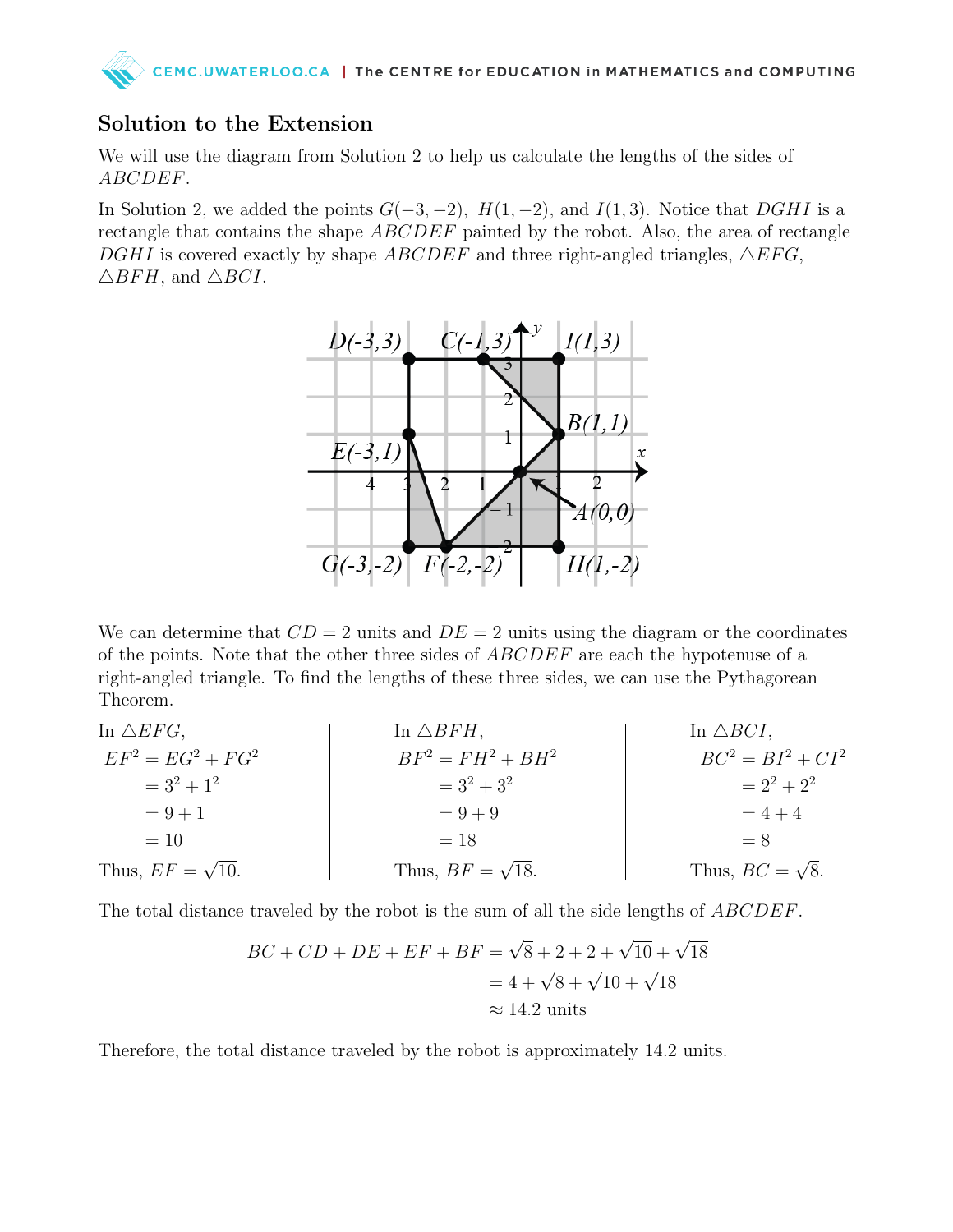## Solution to the Extension

We will use the diagram from Solution 2 to help us calculate the lengths of the sides of $ABCDEF$.

In Solution 2, we added the points $G(-3,-2)$, $H(1,-2)$, and $I(1,3)$. Notice that $DGHI$ is a rectangle that contains the shape $ABCDEF$ painted by the robot. Also, the area of rectangle $DGHI$ is covered exactly by shape $ABCDEF$ and three right-angled triangles, $\triangle EFG$, $\triangle BFH$, and $\triangle BCI$.

D(-3,3)
C(-1,3)
I(1,3)
B(1,1)
E(-3,1)
A(0,0)
G(-3,-2)
F(-2,-2)
H(1,-2)
y
x

We can determine that $CD = 2$ units and $DE = 2$ units using the diagram or the coordinates of the points. Note that the other three sides of $ABCDEF$ are each the hypotenuse of a right-angled triangle. To find the lengths of these three sides, we can use the Pythagorean Theorem.

In $\triangle EFG$,

$$\begin{aligned} EF^2 &= EG^2 + FG^2 \\ &= 3^2 + 1^2 \\ &= 9 + 1 \\ &= 10 \end{aligned}$$

Thus, $EF = \sqrt{10}$.

In $\triangle BFH$,

$$\begin{aligned} BF^2 &= FH^2 + BH^2 \\ &= 3^2 + 3^2 \\ &= 9 + 9 \\ &= 18 \end{aligned}$$

Thus, $BF = \sqrt{18}$.

In $\triangle BCI$,

$$\begin{aligned} BC^2 &= BI^2 + CI^2 \\ &= 2^2 + 2^2 \\ &= 4 + 4 \\ &= 8 \end{aligned}$$

Thus, $BC = \sqrt{8}$.

The total distance traveled by the robot is the sum of all the side lengths of $ABCDEF$.

$$\begin{aligned} BC + CD + DE + EF + BF &= \sqrt{8} + 2 + 2 + \sqrt{10} + \sqrt{18} \\ &= 4 + \sqrt{8} + \sqrt{10} + \sqrt{18} \\ &\approx 14.2 \text{ units} \end{aligned}$$

Therefore, the total distance traveled by the robot is approximately 14.2 units.